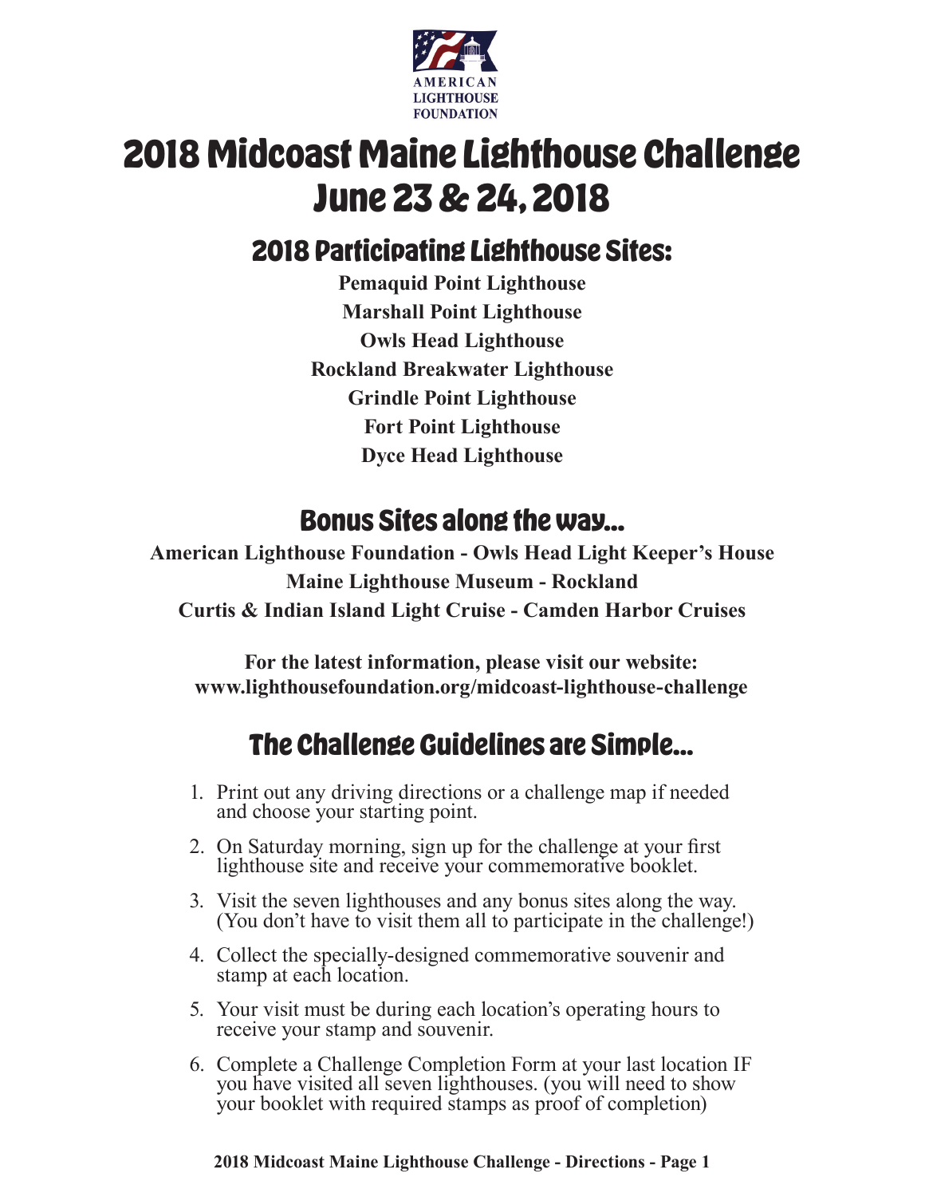AMERICAN LIGHTHOUSE FOUNDATION

# 2018 Midcoast Maine Lighthouse Challenge June 23 & 24, 2018

## 2018 Participating Lighthouse Sites:

**Pemaquid Point Lighthouse**
**Marshall Point Lighthouse**
**Owls Head Lighthouse**
**Rockland Breakwater Lighthouse**
**Grindle Point Lighthouse**
**Fort Point Lighthouse**
**Dyce Head Lighthouse**

## Bonus Sites along the way...

**American Lighthouse Foundation - Owls Head Light Keeper's House**
**Maine Lighthouse Museum - Rockland**
**Curtis & Indian Island Light Cruise - Camden Harbor Cruises**

**For the latest information, please visit our website:**
**www.lighthousefoundation.org/midcoast-lighthouse-challenge**

## The Challenge Guidelines are Simple...

1. Print out any driving directions or a challenge map if needed and choose your starting point.
2. On Saturday morning, sign up for the challenge at your first lighthouse site and receive your commemorative booklet.
3. Visit the seven lighthouses and any bonus sites along the way. (You don't have to visit them all to participate in the challenge!)
4. Collect the specially-designed commemorative souvenir and stamp at each location.
5. Your visit must be during each location's operating hours to receive your stamp and souvenir.
6. Complete a Challenge Completion Form at your last location IF you have visited all seven lighthouses. (you will need to show your booklet with required stamps as proof of completion)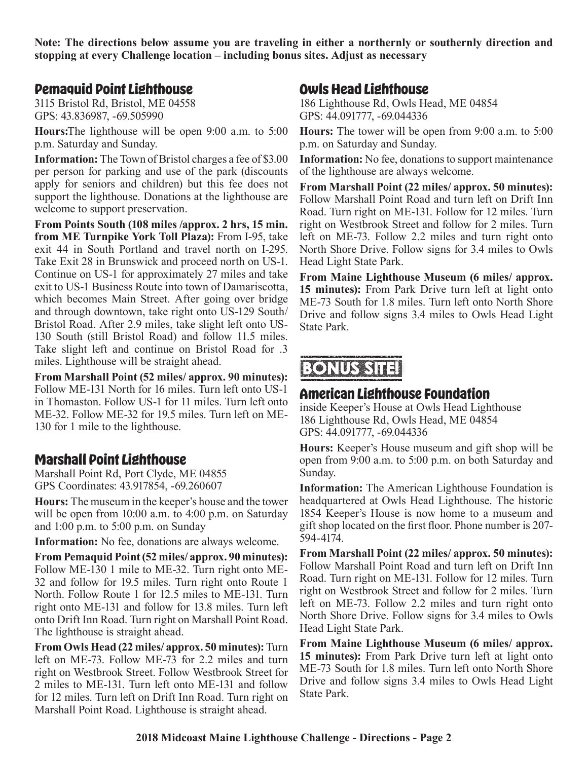**Note: The directions below assume you are traveling in either a northernly or southernly direction and stopping at every Challenge location – including bonus sites. Adjust as necessary**

## Pemaquid Point Lighthouse

3115 Bristol Rd, Bristol, ME 04558
GPS: 43.836987, -69.505990

**Hours:**The lighthouse will be open 9:00 a.m. to 5:00 p.m. Saturday and Sunday.

**Information:** The Town of Bristol charges a fee of $3.00 per person for parking and use of the park (discounts apply for seniors and children) but this fee does not support the lighthouse. Donations at the lighthouse are welcome to support preservation.

**From Points South (108 miles /approx. 2 hrs, 15 min. from ME Turnpike York Toll Plaza):** From I-95, take exit 44 in South Portland and travel north on I-295. Take Exit 28 in Brunswick and proceed north on US-1. Continue on US-1 for approximately 27 miles and take exit to US-1 Business Route into town of Damariscotta, which becomes Main Street. After going over bridge and through downtown, take right onto US-129 South/ Bristol Road. After 2.9 miles, take slight left onto US-130 South (still Bristol Road) and follow 11.5 miles. Take slight left and continue on Bristol Road for .3 miles. Lighthouse will be straight ahead.

**From Marshall Point (52 miles/ approx. 90 minutes):** Follow ME-131 North for 16 miles. Turn left onto US-1 in Thomaston. Follow US-1 for 11 miles. Turn left onto ME-32. Follow ME-32 for 19.5 miles. Turn left on ME-130 for 1 mile to the lighthouse.

## Marshall Point Lighthouse

Marshall Point Rd, Port Clyde, ME 04855
GPS Coordinates: 43.917854, -69.260607

**Hours:** The museum in the keeper's house and the tower will be open from 10:00 a.m. to 4:00 p.m. on Saturday and 1:00 p.m. to 5:00 p.m. on Sunday

**Information:** No fee, donations are always welcome.

**From Pemaquid Point (52 miles/ approx. 90 minutes):** Follow ME-130 1 mile to ME-32. Turn right onto ME-32 and follow for 19.5 miles. Turn right onto Route 1 North. Follow Route 1 for 12.5 miles to ME-131. Turn right onto ME-131 and follow for 13.8 miles. Turn left onto Drift Inn Road. Turn right on Marshall Point Road. The lighthouse is straight ahead.

**From Owls Head (22 miles/ approx. 50 minutes):** Turn left on ME-73. Follow ME-73 for 2.2 miles and turn right on Westbrook Street. Follow Westbrook Street for 2 miles to ME-131. Turn left onto ME-131 and follow for 12 miles. Turn left on Drift Inn Road. Turn right on Marshall Point Road. Lighthouse is straight ahead.

## Owls Head Lighthouse

186 Lighthouse Rd, Owls Head, ME 04854
GPS: 44.091777, -69.044336

**Hours:** The tower will be open from 9:00 a.m. to 5:00 p.m. on Saturday and Sunday.

**Information:** No fee, donations to support maintenance of the lighthouse are always welcome.

**From Marshall Point (22 miles/ approx. 50 minutes):** Follow Marshall Point Road and turn left on Drift Inn Road. Turn right on ME-131. Follow for 12 miles. Turn right on Westbrook Street and follow for 2 miles. Turn left on ME-73. Follow 2.2 miles and turn right onto North Shore Drive. Follow signs for 3.4 miles to Owls Head Light State Park.

**From Maine Lighthouse Museum (6 miles/ approx. 15 minutes):** From Park Drive turn left at light onto ME-73 South for 1.8 miles. Turn left onto North Shore Drive and follow signs 3.4 miles to Owls Head Light State Park.

**BONUS SITE!**

## American Lighthouse Foundation

inside Keeper's House at Owls Head Lighthouse
186 Lighthouse Rd, Owls Head, ME 04854
GPS: 44.091777, -69.044336

**Hours:** Keeper's House museum and gift shop will be open from 9:00 a.m. to 5:00 p.m. on both Saturday and Sunday.

**Information:** The American Lighthouse Foundation is headquartered at Owls Head Lighthouse. The historic 1854 Keeper's House is now home to a museum and gift shop located on the first floor. Phone number is 207-594-4174.

**From Marshall Point (22 miles/ approx. 50 minutes):** Follow Marshall Point Road and turn left on Drift Inn Road. Turn right on ME-131. Follow for 12 miles. Turn right on Westbrook Street and follow for 2 miles. Turn left on ME-73. Follow 2.2 miles and turn right onto North Shore Drive. Follow signs for 3.4 miles to Owls Head Light State Park.

**From Maine Lighthouse Museum (6 miles/ approx. 15 minutes):** From Park Drive turn left at light onto ME-73 South for 1.8 miles. Turn left onto North Shore Drive and follow signs 3.4 miles to Owls Head Light State Park.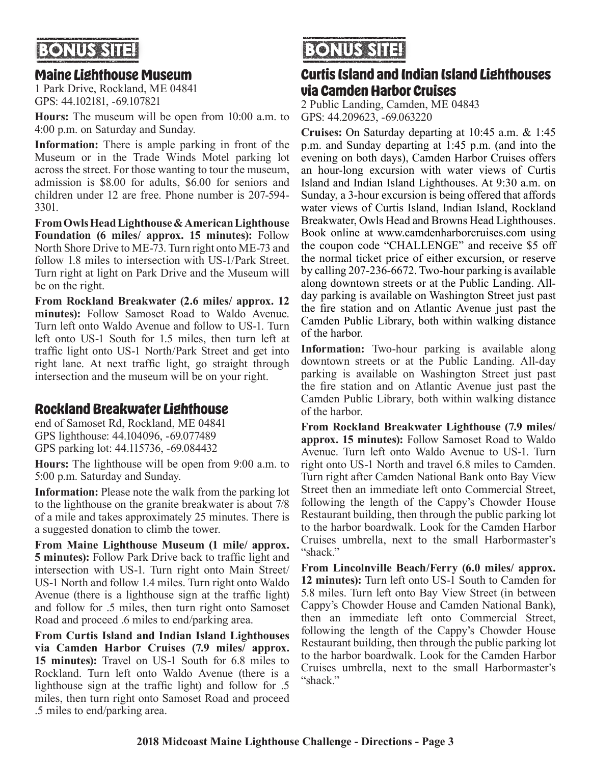## BONUS SITE!

### Maine Lighthouse Museum

1 Park Drive, Rockland, ME 04841
GPS: 44.102181, -69.107821

**Hours:** The museum will be open from 10:00 a.m. to 4:00 p.m. on Saturday and Sunday.

**Information:** There is ample parking in front of the Museum or in the Trade Winds Motel parking lot across the street. For those wanting to tour the museum, admission is $8.00 for adults, $6.00 for seniors and children under 12 are free. Phone number is 207-594-3301.

**From Owls Head Lighthouse & American Lighthouse Foundation (6 miles/ approx. 15 minutes):** Follow North Shore Drive to ME-73. Turn right onto ME-73 and follow 1.8 miles to intersection with US-1/Park Street. Turn right at light on Park Drive and the Museum will be on the right.

**From Rockland Breakwater (2.6 miles/ approx. 12 minutes):** Follow Samoset Road to Waldo Avenue. Turn left onto Waldo Avenue and follow to US-1. Turn left onto US-1 South for 1.5 miles, then turn left at traffic light onto US-1 North/Park Street and get into right lane. At next traffic light, go straight through intersection and the museum will be on your right.

### Rockland Breakwater Lighthouse

end of Samoset Rd, Rockland, ME 04841
GPS lighthouse: 44.104096, -69.077489
GPS parking lot: 44.115736, -69.084432

**Hours:** The lighthouse will be open from 9:00 a.m. to 5:00 p.m. Saturday and Sunday.

**Information:** Please note the walk from the parking lot to the lighthouse on the granite breakwater is about 7/8 of a mile and takes approximately 25 minutes. There is a suggested donation to climb the tower.

**From Maine Lighthouse Museum (1 mile/ approx. 5 minutes):** Follow Park Drive back to traffic light and intersection with US-1. Turn right onto Main Street/ US-1 North and follow 1.4 miles. Turn right onto Waldo Avenue (there is a lighthouse sign at the traffic light) and follow for .5 miles, then turn right onto Samoset Road and proceed .6 miles to end/parking area.

**From Curtis Island and Indian Island Lighthouses via Camden Harbor Cruises (7.9 miles/ approx. 15 minutes):** Travel on US-1 South for 6.8 miles to Rockland. Turn left onto Waldo Avenue (there is a lighthouse sign at the traffic light) and follow for .5 miles, then turn right onto Samoset Road and proceed .5 miles to end/parking area.

## BONUS SITE!

### Curtis Island and Indian Island Lighthouses via Camden Harbor Cruises

2 Public Landing, Camden, ME 04843
GPS: 44.209623, -69.063220

**Cruises:** On Saturday departing at 10:45 a.m. & 1:45 p.m. and Sunday departing at 1:45 p.m. (and into the evening on both days), Camden Harbor Cruises offers an hour-long excursion with water views of Curtis Island and Indian Island Lighthouses. At 9:30 a.m. on Sunday, a 3-hour excursion is being offered that affords water views of Curtis Island, Indian Island, Rockland Breakwater, Owls Head and Browns Head Lighthouses. Book online at www.camdenharborcruises.com using the coupon code "CHALLENGE" and receive $5 off the normal ticket price of either excursion, or reserve by calling 207-236-6672. Two-hour parking is available along downtown streets or at the Public Landing. All-day parking is available on Washington Street just past the fire station and on Atlantic Avenue just past the Camden Public Library, both within walking distance of the harbor.

**Information:** Two-hour parking is available along downtown streets or at the Public Landing. All-day parking is available on Washington Street just past the fire station and on Atlantic Avenue just past the Camden Public Library, both within walking distance of the harbor.

**From Rockland Breakwater Lighthouse (7.9 miles/ approx. 15 minutes):** Follow Samoset Road to Waldo Avenue. Turn left onto Waldo Avenue to US-1. Turn right onto US-1 North and travel 6.8 miles to Camden. Turn right after Camden National Bank onto Bay View Street then an immediate left onto Commercial Street, following the length of the Cappy's Chowder House Restaurant building, then through the public parking lot to the harbor boardwalk. Look for the Camden Harbor Cruises umbrella, next to the small Harbormaster's "shack."

**From Lincolnville Beach/Ferry (6.0 miles/ approx. 12 minutes):** Turn left onto US-1 South to Camden for 5.8 miles. Turn left onto Bay View Street (in between Cappy's Chowder House and Camden National Bank), then an immediate left onto Commercial Street, following the length of the Cappy's Chowder House Restaurant building, then through the public parking lot to the harbor boardwalk. Look for the Camden Harbor Cruises umbrella, next to the small Harbormaster's "shack."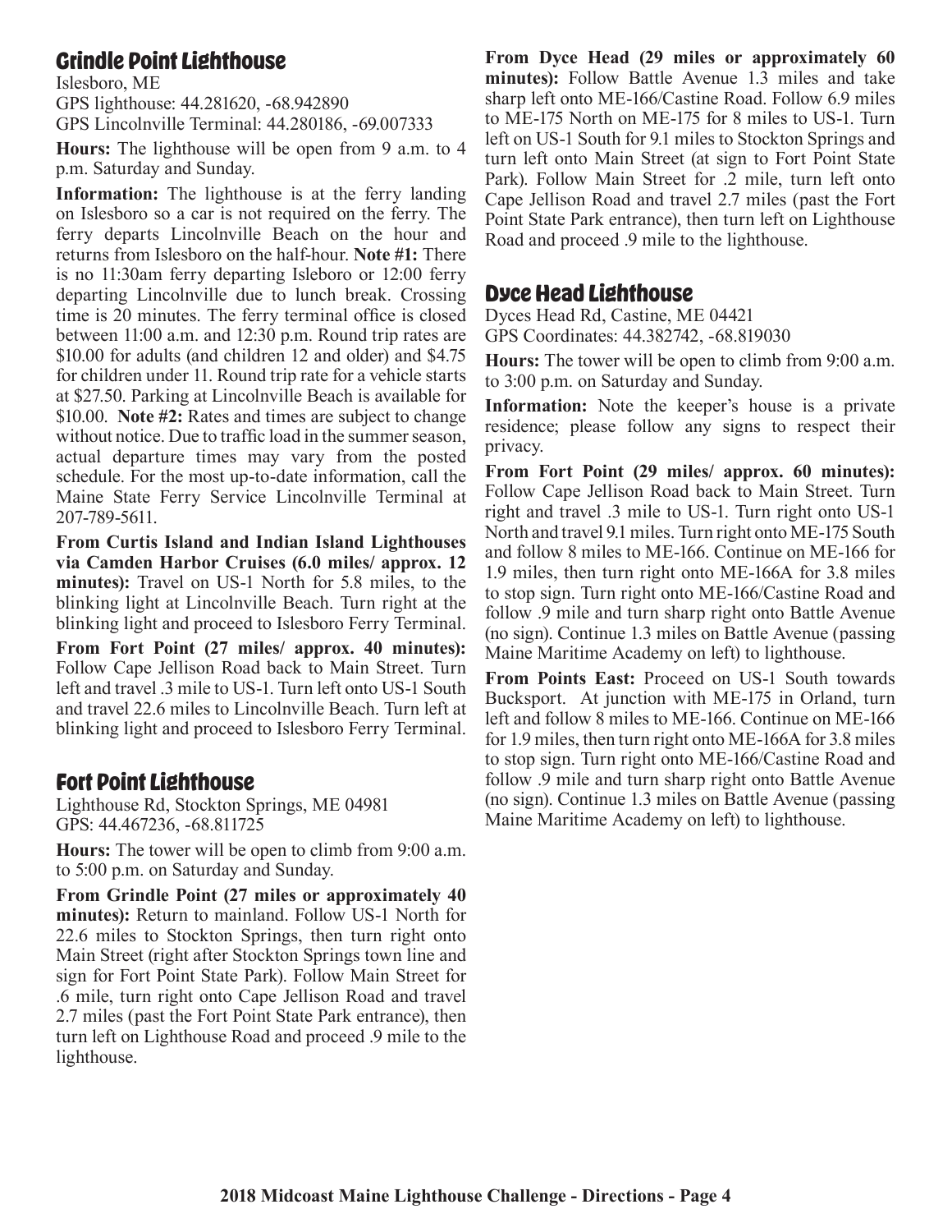## Grindle Point Lighthouse

Islesboro, ME
GPS lighthouse: 44.281620, -68.942890
GPS Lincolnville Terminal: 44.280186, -69.007333

**Hours:** The lighthouse will be open from 9 a.m. to 4 p.m. Saturday and Sunday.

**Information:** The lighthouse is at the ferry landing on Islesboro so a car is not required on the ferry. The ferry departs Lincolnville Beach on the hour and returns from Islesboro on the half-hour. **Note #1:** There is no 11:30am ferry departing Isleboro or 12:00 ferry departing Lincolnville due to lunch break. Crossing time is 20 minutes. The ferry terminal office is closed between 11:00 a.m. and 12:30 p.m. Round trip rates are $10.00 for adults (and children 12 and older) and $4.75 for children under 11. Round trip rate for a vehicle starts at $27.50. Parking at Lincolnville Beach is available for $10.00. **Note #2:** Rates and times are subject to change without notice. Due to traffic load in the summer season, actual departure times may vary from the posted schedule. For the most up-to-date information, call the Maine State Ferry Service Lincolnville Terminal at 207-789-5611.

**From Curtis Island and Indian Island Lighthouses via Camden Harbor Cruises (6.0 miles/ approx. 12 minutes):** Travel on US-1 North for 5.8 miles, to the blinking light at Lincolnville Beach. Turn right at the blinking light and proceed to Islesboro Ferry Terminal.

**From Fort Point (27 miles/ approx. 40 minutes):** Follow Cape Jellison Road back to Main Street. Turn left and travel .3 mile to US-1. Turn left onto US-1 South and travel 22.6 miles to Lincolnville Beach. Turn left at blinking light and proceed to Islesboro Ferry Terminal.

## Fort Point Lighthouse

Lighthouse Rd, Stockton Springs, ME 04981
GPS: 44.467236, -68.811725

**Hours:** The tower will be open to climb from 9:00 a.m. to 5:00 p.m. on Saturday and Sunday.

**From Grindle Point (27 miles or approximately 40 minutes):** Return to mainland. Follow US-1 North for 22.6 miles to Stockton Springs, then turn right onto Main Street (right after Stockton Springs town line and sign for Fort Point State Park). Follow Main Street for .6 mile, turn right onto Cape Jellison Road and travel 2.7 miles (past the Fort Point State Park entrance), then turn left on Lighthouse Road and proceed .9 mile to the lighthouse.

**From Dyce Head (29 miles or approximately 60 minutes):** Follow Battle Avenue 1.3 miles and take sharp left onto ME-166/Castine Road. Follow 6.9 miles to ME-175 North on ME-175 for 8 miles to US-1. Turn left on US-1 South for 9.1 miles to Stockton Springs and turn left onto Main Street (at sign to Fort Point State Park). Follow Main Street for .2 mile, turn left onto Cape Jellison Road and travel 2.7 miles (past the Fort Point State Park entrance), then turn left on Lighthouse Road and proceed .9 mile to the lighthouse.

## Dyce Head Lighthouse

Dyces Head Rd, Castine, ME 04421
GPS Coordinates: 44.382742, -68.819030

**Hours:** The tower will be open to climb from 9:00 a.m. to 3:00 p.m. on Saturday and Sunday.

**Information:** Note the keeper's house is a private residence; please follow any signs to respect their privacy.

**From Fort Point (29 miles/ approx. 60 minutes):** Follow Cape Jellison Road back to Main Street. Turn right and travel .3 mile to US-1. Turn right onto US-1 North and travel 9.1 miles. Turn right onto ME-175 South and follow 8 miles to ME-166. Continue on ME-166 for 1.9 miles, then turn right onto ME-166A for 3.8 miles to stop sign. Turn right onto ME-166/Castine Road and follow .9 mile and turn sharp right onto Battle Avenue (no sign). Continue 1.3 miles on Battle Avenue (passing Maine Maritime Academy on left) to lighthouse.

**From Points East:** Proceed on US-1 South towards Bucksport. At junction with ME-175 in Orland, turn left and follow 8 miles to ME-166. Continue on ME-166 for 1.9 miles, then turn right onto ME-166A for 3.8 miles to stop sign. Turn right onto ME-166/Castine Road and follow .9 mile and turn sharp right onto Battle Avenue (no sign). Continue 1.3 miles on Battle Avenue (passing Maine Maritime Academy on left) to lighthouse.